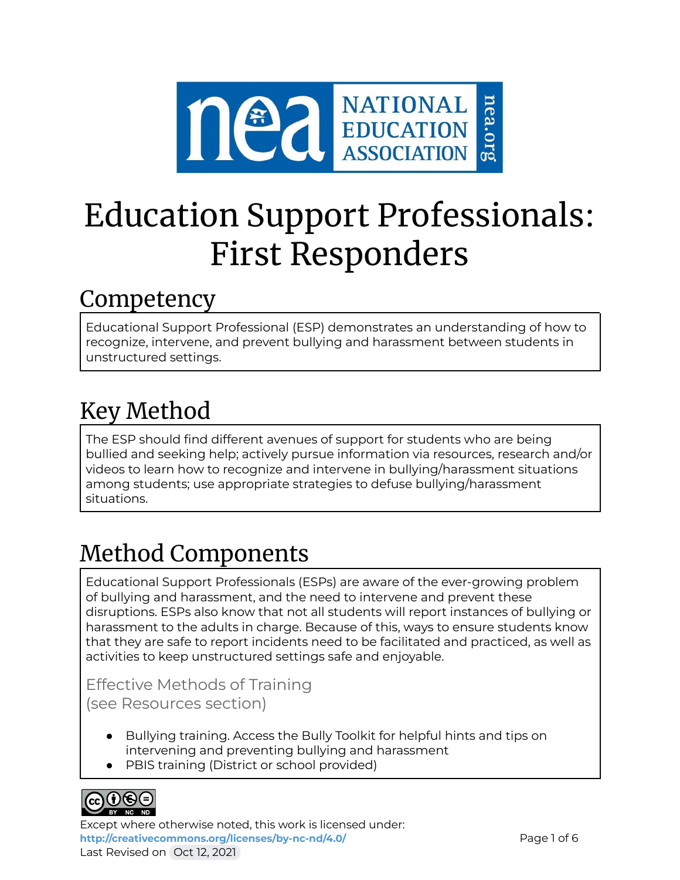# Education Support Professionals: First Responders

## Competency

Educational Support Professional (ESP) demonstrates an understanding of how to recognize, intervene, and prevent bullying and harassment between students in unstructured settings.

## Key Method

The ESP should find different avenues of support for students who are being bullied and seeking help; actively pursue information via resources, research and/or videos to learn how to recognize and intervene in bullying/harassment situations among students; use appropriate strategies to defuse bullying/harassment situations.

## Method Components

Educational Support Professionals (ESPs) are aware of the ever-growing problem of bullying and harassment, and the need to intervene and prevent these disruptions. ESPs also know that not all students will report instances of bullying or harassment to the adults in charge. Because of this, ways to ensure students know that they are safe to report incidents need to be facilitated and practiced, as well as activities to keep unstructured settings safe and enjoyable.

### Effective Methods of Training (see Resources section)

- Bullying training. Access the Bully Toolkit for helpful hints and tips on intervening and preventing bullying and harassment
- PBIS training (District or school provided)

Except where otherwise noted, this work is licensed under: http://creativecommons.org/licenses/by-nc-nd/4.0/
Last Revised on Oct 12, 2021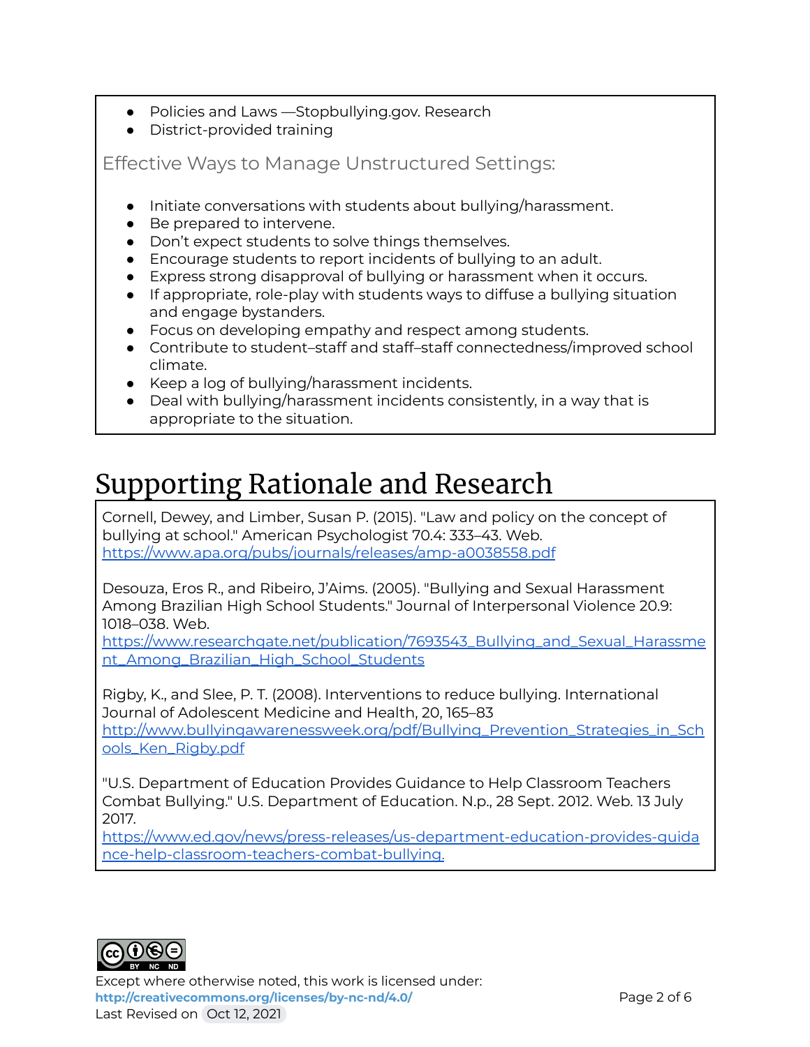- Policies and Laws —Stopbullying.gov. Research
- District-provided training

### Effective Ways to Manage Unstructured Settings:

- Initiate conversations with students about bullying/harassment.
- Be prepared to intervene.
- Don't expect students to solve things themselves.
- Encourage students to report incidents of bullying to an adult.
- Express strong disapproval of bullying or harassment when it occurs.
- If appropriate, role-play with students ways to diffuse a bullying situation and engage bystanders.
- Focus on developing empathy and respect among students.
- Contribute to student–staff and staff–staff connectedness/improved school climate.
- Keep a log of bullying/harassment incidents.
- Deal with bullying/harassment incidents consistently, in a way that is appropriate to the situation.

# Supporting Rationale and Research

Cornell, Dewey, and Limber, Susan P. (2015). "Law and policy on the concept of bullying at school." American Psychologist 70.4: 333–43. Web. https://www.apa.org/pubs/journals/releases/amp-a0038558.pdf

Desouza, Eros R., and Ribeiro, J'Aims. (2005). "Bullying and Sexual Harassment Among Brazilian High School Students." Journal of Interpersonal Violence 20.9: 1018–038. Web. https://www.researchgate.net/publication/7693543_Bullying_and_Sexual_Harassment_Among_Brazilian_High_School_Students

Rigby, K., and Slee, P. T. (2008). Interventions to reduce bullying. International Journal of Adolescent Medicine and Health, 20, 165–83 http://www.bullyingawarenessweek.org/pdf/Bullying_Prevention_Strategies_in_Schools_Ken_Rigby.pdf

"U.S. Department of Education Provides Guidance to Help Classroom Teachers Combat Bullying." U.S. Department of Education. N.p., 28 Sept. 2012. Web. 13 July 2017. https://www.ed.gov/news/press-releases/us-department-education-provides-guidance-help-classroom-teachers-combat-bullying.

Except where otherwise noted, this work is licensed under: http://creativecommons.org/licenses/by-nc-nd/4.0/
Last Revised on Oct 12, 2021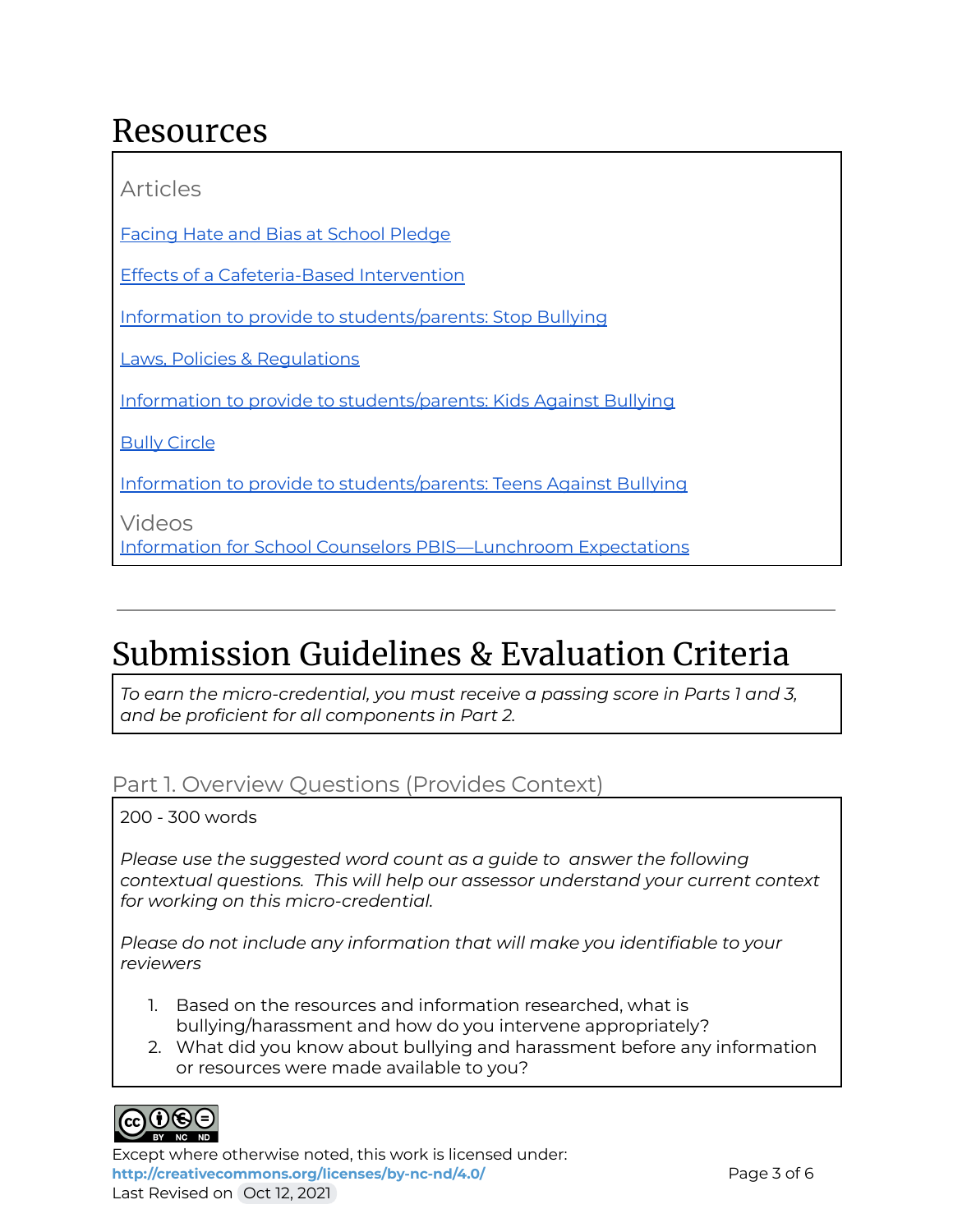# Resources

### Articles

Facing Hate and Bias at School Pledge

Effects of a Cafeteria-Based Intervention

Information to provide to students/parents: Stop Bullying

Laws, Policies & Regulations

Information to provide to students/parents: Kids Against Bullying

Bully Circle

Information to provide to students/parents: Teens Against Bullying

### Videos

Information for School Counselors PBIS—Lunchroom Expectations

---

# Submission Guidelines & Evaluation Criteria

*To earn the micro-credential, you must receive a passing score in Parts 1 and 3, and be proficient for all components in Part 2.*

## Part 1. Overview Questions (Provides Context)

200 - 300 words

*Please use the suggested word count as a guide to answer the following contextual questions. This will help our assessor understand your current context for working on this micro-credential.*

*Please do not include any information that will make you identifiable to your reviewers*

1. Based on the resources and information researched, what is bullying/harassment and how do you intervene appropriately?
2. What did you know about bullying and harassment before any information or resources were made available to you?

Except where otherwise noted, this work is licensed under:
**http://creativecommons.org/licenses/by-nc-nd/4.0/**
Last Revised on Oct 12, 2021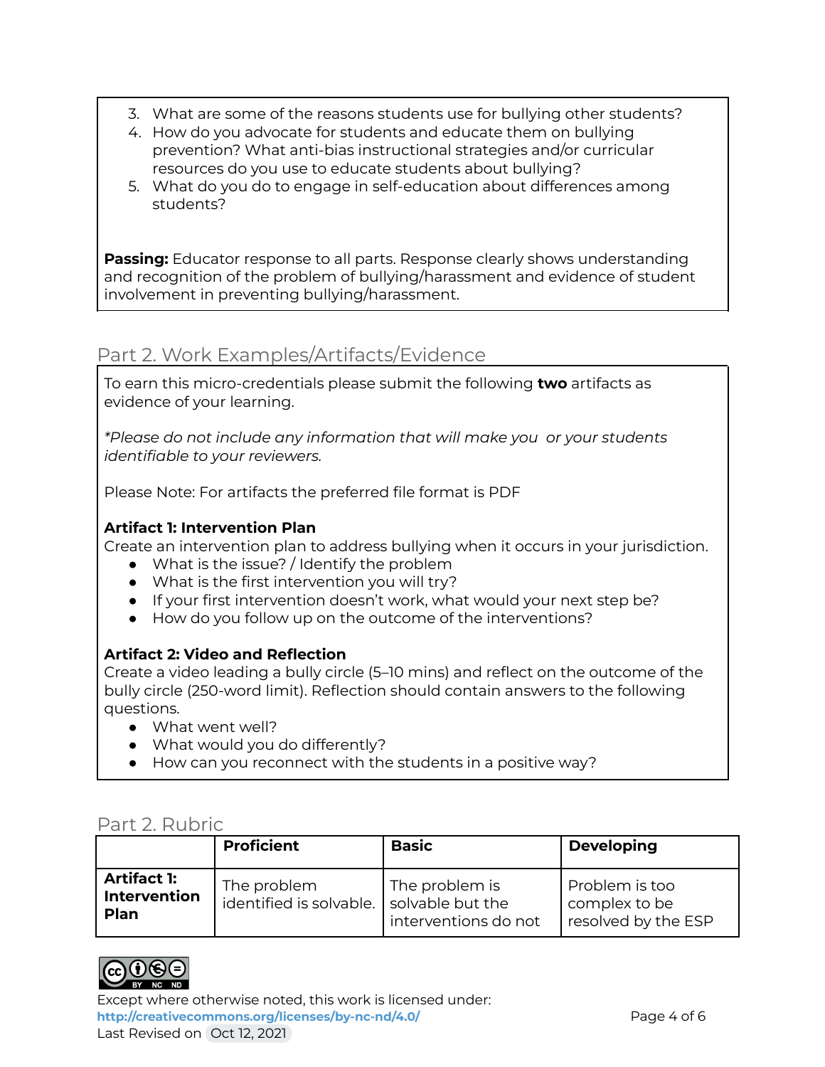3. What are some of the reasons students use for bullying other students?
4. How do you advocate for students and educate them on bullying prevention? What anti-bias instructional strategies and/or curricular resources do you use to educate students about bullying?
5. What do you do to engage in self-education about differences among students?

**Passing:** Educator response to all parts. Response clearly shows understanding and recognition of the problem of bullying/harassment and evidence of student involvement in preventing bullying/harassment.

## Part 2. Work Examples/Artifacts/Evidence

To earn this micro-credentials please submit the following **two** artifacts as evidence of your learning.

*\*Please do not include any information that will make you or your students identifiable to your reviewers.*

Please Note: For artifacts the preferred file format is PDF

**Artifact 1: Intervention Plan**

Create an intervention plan to address bullying when it occurs in your jurisdiction.

- What is the issue? / Identify the problem
- What is the first intervention you will try?
- If your first intervention doesn't work, what would your next step be?
- How do you follow up on the outcome of the interventions?

**Artifact 2: Video and Reflection**

Create a video leading a bully circle (5–10 mins) and reflect on the outcome of the bully circle (250-word limit). Reflection should contain answers to the following questions.

- What went well?
- What would you do differently?
- How can you reconnect with the students in a positive way?

## Part 2. Rubric

| | **Proficient** | **Basic** | **Developing** |
|---|---|---|---|
| **Artifact 1: Intervention Plan** | The problem identified is solvable. | The problem is solvable but the interventions do not | Problem is too complex to be resolved by the ESP |

Except where otherwise noted, this work is licensed under: **http://creativecommons.org/licenses/by-nc-nd/4.0/**

Last Revised on Oct 12, 2021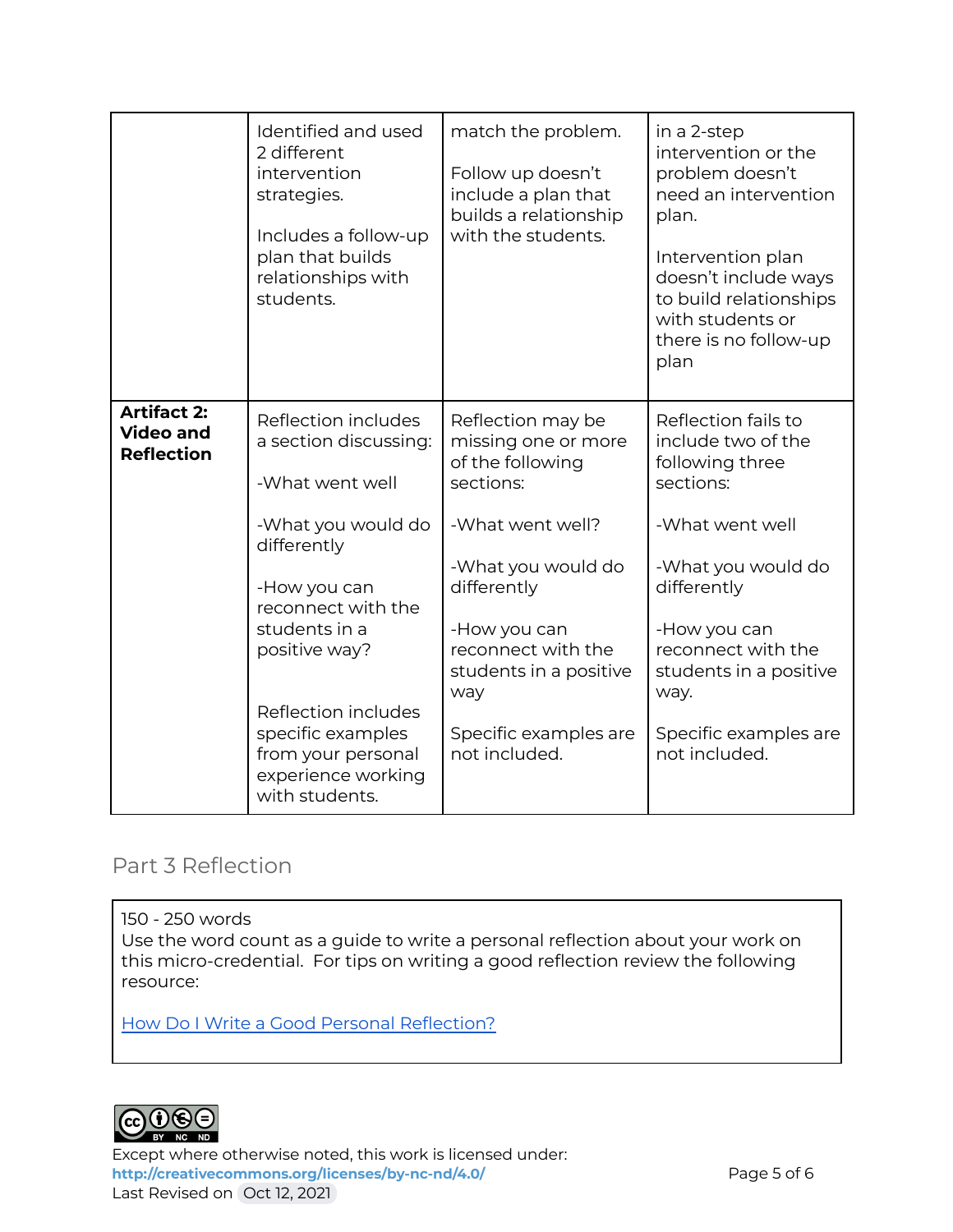| | | | |
|---|---|---|---|
| | Identified and used 2 different intervention strategies.<br><br>Includes a follow-up plan that builds relationships with students. | match the problem.<br><br>Follow up doesn't include a plan that builds a relationship with the students. | in a 2-step intervention or the problem doesn't need an intervention plan.<br><br>Intervention plan doesn't include ways to build relationships with students or there is no follow-up plan |
| **Artifact 2: Video and Reflection** | Reflection includes a section discussing:<br><br>-What went well<br><br>-What you would do differently<br><br>-How you can reconnect with the students in a positive way?<br><br>Reflection includes specific examples from your personal experience working with students. | Reflection may be missing one or more of the following sections:<br><br>-What went well?<br><br>-What you would do differently<br><br>-How you can reconnect with the students in a positive way<br><br>Specific examples are not included. | Reflection fails to include two of the following three sections:<br><br>-What went well<br><br>-What you would do differently<br><br>-How you can reconnect with the students in a positive way.<br><br>Specific examples are not included. |

## Part 3 Reflection

| |
|---|
| 150 - 250 words<br>Use the word count as a guide to write a personal reflection about your work on this micro-credential. For tips on writing a good reflection review the following resource:<br><br>[How Do I Write a Good Personal Reflection?]() |

Except where otherwise noted, this work is licensed under:
**http://creativecommons.org/licenses/by-nc-nd/4.0/**
Last Revised on Oct 12, 2021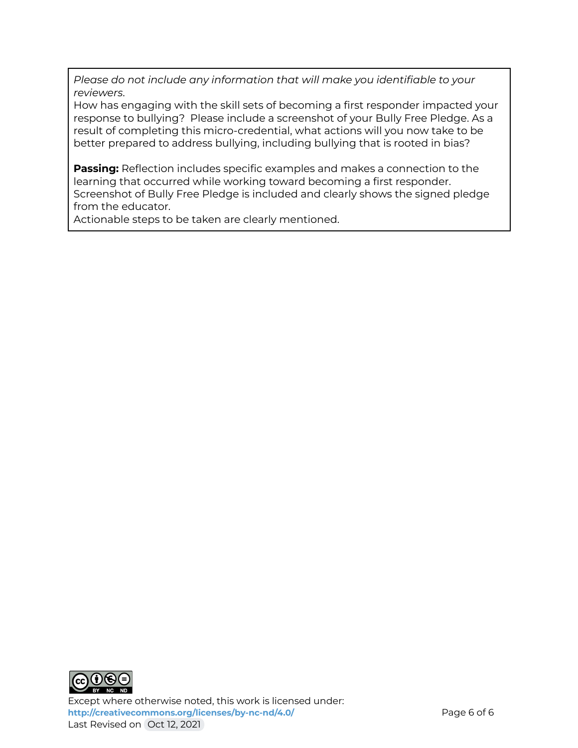*Please do not include any information that will make you identifiable to your reviewers.*

How has engaging with the skill sets of becoming a first responder impacted your response to bullying? Please include a screenshot of your Bully Free Pledge. As a result of completing this micro-credential, what actions will you now take to be better prepared to address bullying, including bullying that is rooted in bias?

**Passing:** Reflection includes specific examples and makes a connection to the learning that occurred while working toward becoming a first responder.
Screenshot of Bully Free Pledge is included and clearly shows the signed pledge from the educator.
Actionable steps to be taken are clearly mentioned.

Except where otherwise noted, this work is licensed under:
**http://creativecommons.org/licenses/by-nc-nd/4.0/**
Last Revised on Oct 12, 2021